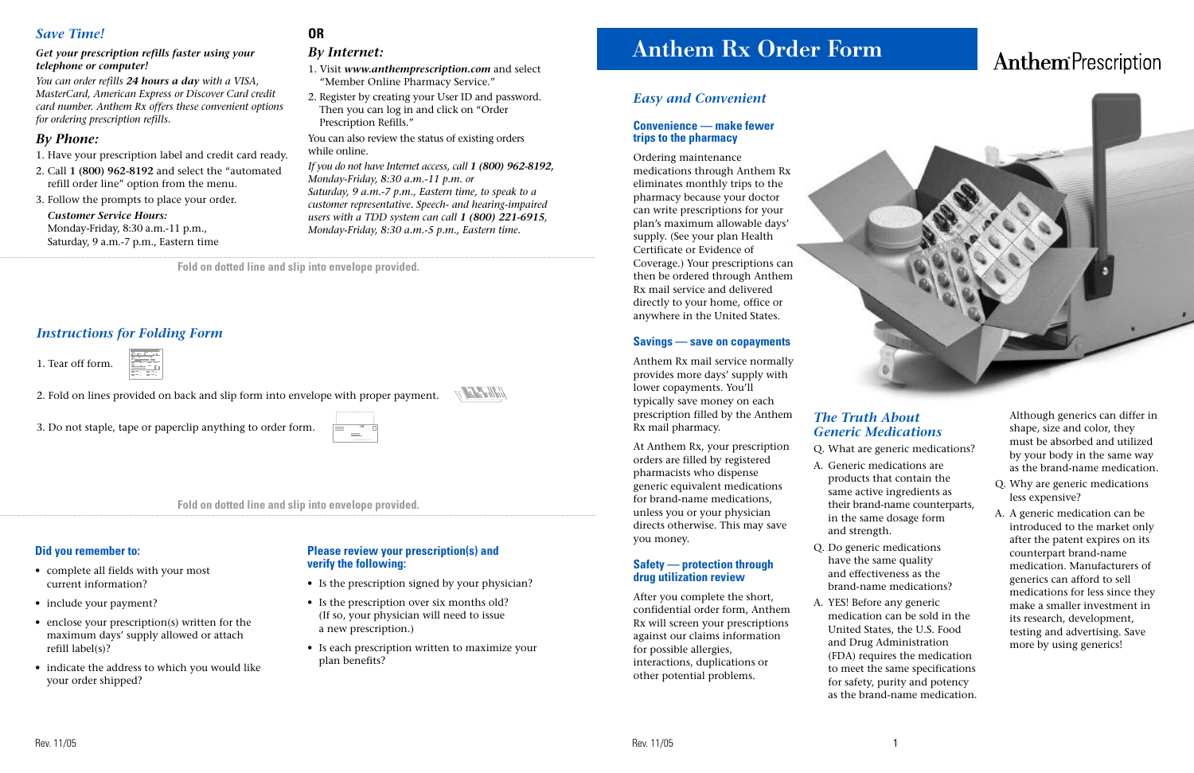## Save Time!

***Get your prescription refills faster using your telephone or computer!***

*You can order refills* ***24 hours a day*** *with a VISA, MasterCard, American Express or Discover Card credit card number. Anthem Rx offers these convenient options for ordering prescription refills.*

### By Phone:

1. Have your prescription label and credit card ready.
2. Call **1 (800) 962-8192** and select the "automated refill order line" option from the menu.
3. Follow the prompts to place your order.

***Customer Service Hours:***
Monday-Friday, 8:30 a.m.-11 p.m.,
Saturday, 9 a.m.-7 p.m., Eastern time

**OR**

### By Internet:

1. Visit ***www.anthemprescription.com*** and select "Member Online Pharmacy Service."
2. Register by creating your User ID and password. Then you can log in and click on "Order Prescription Refills."

You can also review the status of existing orders while online.

*If you do not have Internet access, call* ***1 (800) 962-8192****, Monday-Friday, 8:30 a.m.-11 p.m. or Saturday, 9 a.m.-7 p.m., Eastern time, to speak to a customer representative. Speech- and hearing-impaired users with a TDD system can call* ***1 (800) 221-6915****, Monday-Friday, 8:30 a.m.-5 p.m., Eastern time.*

**Fold on dotted line and slip into envelope provided.**

## Instructions for Folding Form

1. Tear off form.
2. Fold on lines provided on back and slip form into envelope with proper payment.
3. Do not staple, tape or paperclip anything to order form.

**Fold on dotted line and slip into envelope provided.**

### Did you remember to:

- complete all fields with your most current information?
- include your payment?
- enclose your prescription(s) written for the maximum days' supply allowed or attach refill label(s)?
- indicate the address to which you would like your order shipped?

### Please review your prescription(s) and verify the following:

- Is the prescription signed by your physician?
- Is the prescription over six months old? (If so, your physician will need to issue a new prescription.)
- Is each prescription written to maximize your plan benefits?

Rev. 11/05

# Anthem Rx Order Form

AnthemPrescription

## Easy and Convenient

### Convenience — make fewer trips to the pharmacy

Ordering maintenance medications through Anthem Rx eliminates monthly trips to the pharmacy because your doctor can write prescriptions for your plan's maximum allowable days' supply. (See your plan Health Certificate or Evidence of Coverage.) Your prescriptions can then be ordered through Anthem Rx mail service and delivered directly to your home, office or anywhere in the United States.

### Savings — save on copayments

Anthem Rx mail service normally provides more days' supply with lower copayments. You'll typically save money on each prescription filled by the Anthem Rx mail pharmacy.

At Anthem Rx, your prescription orders are filled by registered pharmacists who dispense generic equivalent medications for brand-name medications, unless you or your physician directs otherwise. This may save you money.

### Safety — protection through drug utilization review

After you complete the short, confidential order form, Anthem Rx will screen your prescriptions against our claims information for possible allergies, interactions, duplications or other potential problems.

## The Truth About Generic Medications

Q. What are generic medications?

A. Generic medications are products that contain the same active ingredients as their brand-name counterparts, in the same dosage form and strength.

Q. Do generic medications have the same quality and effectiveness as the brand-name medications?

A. YES! Before any generic medication can be sold in the United States, the U.S. Food and Drug Administration (FDA) requires the medication to meet the same specifications for safety, purity and potency as the brand-name medication. Although generics can differ in shape, size and color, they must be absorbed and utilized by your body in the same way as the brand-name medication.

Q. Why are generic medications less expensive?

A. A generic medication can be introduced to the market only after the patent expires on its counterpart brand-name medication. Manufacturers of generics can afford to sell medications for less since they make a smaller investment in its research, development, testing and advertising. Save more by using generics!

Rev. 11/05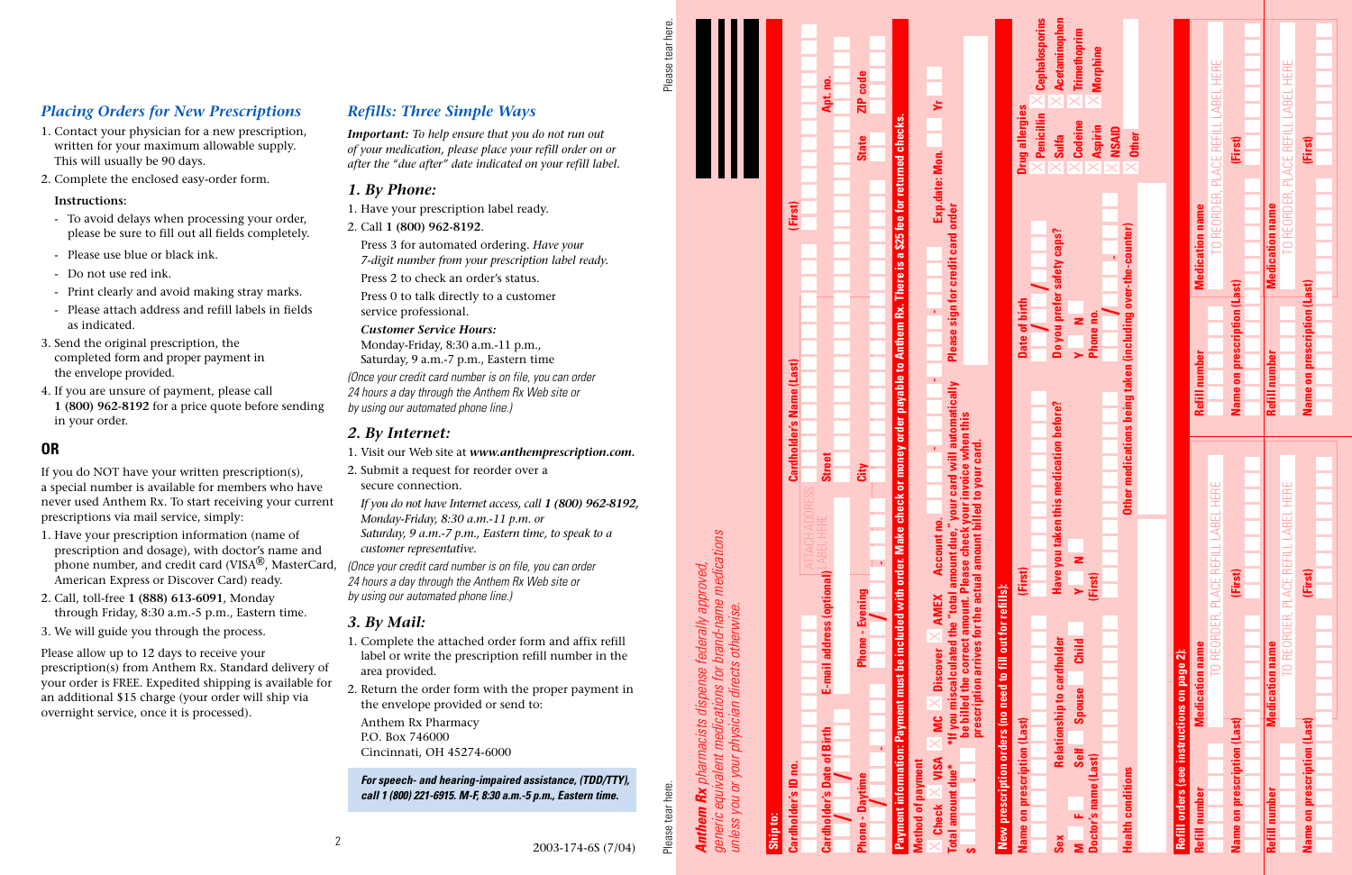## *Placing Orders for New Prescriptions*

1. Contact your physician for a new prescription, written for your maximum allowable supply. This will usually be 90 days.
2. Complete the enclosed easy-order form.

**Instructions:**

- To avoid delays when processing your order, please be sure to fill out all fields completely.
- Please use blue or black ink.
- Do not use red ink.
- Print clearly and avoid making stray marks.
- Please attach address and refill labels in fields as indicated.

3. Send the original prescription, the completed form and proper payment in the envelope provided.
4. If you are unsure of payment, please call **1 (800) 962-8192** for a price quote before sending in your order.

## OR

If you do NOT have your written prescription(s), a special number is available for members who have never used Anthem Rx. To start receiving your current prescriptions via mail service, simply:

1. Have your prescription information (name of prescription and dosage), with doctor's name and phone number, and credit card (VISA®, MasterCard, American Express or Discover Card) ready.
2. Call, toll-free **1 (888) 613-6091**, Monday through Friday, 8:30 a.m.-5 p.m., Eastern time.
3. We will guide you through the process.

Please allow up to 12 days to receive your prescription(s) from Anthem Rx. Standard delivery of your order is FREE. Expedited shipping is available for an additional $15 charge (your order will ship via overnight service, once it is processed).

## *Refills: Three Simple Ways*

***Important:*** *To help ensure that you do not run out of your medication, please place your refill order on or after the "due after" date indicated on your refill label.*

### *1. By Phone:*

1. Have your prescription label ready.
2. Call **1 (800) 962-8192**.

   Press 3 for automated ordering. *Have your 7-digit number from your prescription label ready.*

   Press 2 to check an order's status.

   Press 0 to talk directly to a customer service professional.

   ***Customer Service Hours:***
   Monday-Friday, 8:30 a.m.-11 p.m.,
   Saturday, 9 a.m.-7 p.m., Eastern time

*(Once your credit card number is on file, you can order 24 hours a day through the Anthem Rx Web site or by using our automated phone line.)*

### *2. By Internet:*

1. Visit our Web site at ***www.anthemprescription.com.***
2. Submit a request for reorder over a secure connection.

   *If you do not have Internet access, call **1 (800) 962-8192,** Monday-Friday, 8:30 a.m.-11 p.m. or Saturday, 9 a.m.-7 p.m., Eastern time, to speak to a customer representative.*

*(Once your credit card number is on file, you can order 24 hours a day through the Anthem Rx Web site or by using our automated phone line.)*

### *3. By Mail:*

1. Complete the attached order form and affix refill label or write the prescription refill number in the area provided.
2. Return the order form with the proper payment in the envelope provided or send to:

   Anthem Rx Pharmacy
   P.O. Box 746000
   Cincinnati, OH 45274-6000

***For speech- and hearing-impaired assistance, (TDD/TTY), call 1 (800) 221-6915. M-F, 8:30 a.m.-5 p.m., Eastern time.***

2003-174-6S (7/04)

Please tear here.

***Anthem Rx*** *pharmacists dispense federally approved, generic equivalent medications for brand-name medications unless you or your physician directs otherwise.*

**Ship to:**

**Cardholder's ID no.** | **Cardholder's Name (Last)** | **(First)**

ATTACH ADDRESS LABEL HERE

**Cardholder's Date of Birth** / / | **E-mail address (optional)** | **Street** | **Apt. no.**

**Phone - Daytime** | **Phone - Evening** | **City** | **State** | **ZIP code**

**Payment information: Payment must be included with order. Make check or money order payable to Anthem Rx. There is a $25 fee for returned checks.**

**Method of payment** ☐ Check ☐ VISA ☐ MC ☐ Discover ☐ AMEX | **Account no.** | **Exp.date: Mon.** | **Yr**

**Total amount due*** $ . | ***If you miscalculated the "total amount due," your card will automatically be billed the correct amount. Please check your invoice when this prescription arrives for the actual amount billed to your card.** | **Please sign for credit card order**

**New prescription orders (no need to fill out for refills):**

**Name on prescription (Last)** | **(First)** | **Date of birth** / /

**Sex** M F | **Relationship to cardholder** Self Spouse Child | **Have you taken this medication before?** Y N | **Do you prefer safety caps?** Y N

**Doctor's name (Last)** | **(First)** | **Phone no.**

**Drug allergies** ☐ Penicillin ☐ Cephalosporins ☐ Sulfa ☐ Acetaminophen ☐ Codeine ☐ Trimethoprim ☐ Aspirin ☐ Morphine ☐ NSAID ☐ Other

**Health conditions** | **Other medications being taken (including over-the-counter)**

**Refill orders (see instructions on page 2):**

**Refill number** | **Medication name** TO REORDER, PLACE REFILL LABEL HERE | **Refill number** | **Medication name** TO REORDER, PLACE REFILL LABEL HERE

**Name on prescription (Last)** | **(First)** | **Name on prescription (Last)** | **(First)**

**Refill number** | **Medication name** TO REORDER, PLACE REFILL LABEL HERE | **Refill number** | **Medication name** TO REORDER, PLACE REFILL LABEL HERE

**Name on prescription (Last)** | **(First)** | **Name on prescription (Last)** | **(First)**

Please tear here.